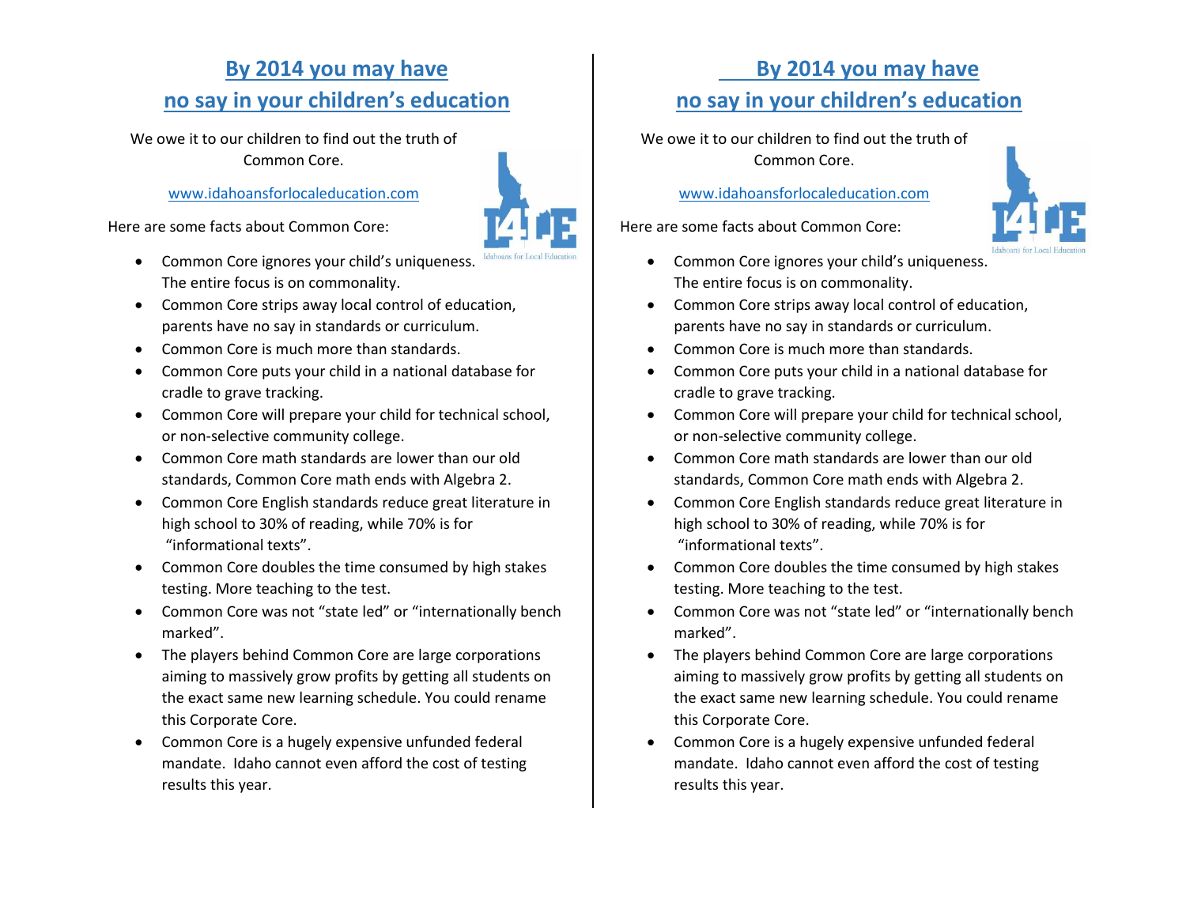## By 2014 you may have no say in your children's education

We owe it to our children to find out the truth of Common Core.

www.idahoansforlocaleducation.com

Here are some facts about Common Core:

- Common Core ignores your child's uniqueness. The entire focus is on commonality.
- Common Core strips away local control of education, parents have no say in standards or curriculum.
- Common Core is much more than standards.
- Common Core puts your child in a national database for cradle to grave tracking.
- Common Core will prepare your child for technical school, or non-selective community college.
- Common Core math standards are lower than our old standards, Common Core math ends with Algebra 2.
- Common Core English standards reduce great literature in high school to 30% of reading, while 70% is for "informational texts".
- Common Core doubles the time consumed by high stakes testing. More teaching to the test.
- Common Core was not "state led" or "internationally bench marked".
- The players behind Common Core are large corporations aiming to massively grow profits by getting all students on the exact same new learning schedule. You could rename this Corporate Core.
- Common Core is a hugely expensive unfunded federal mandate. Idaho cannot even afford the cost of testing results this year.

## By 2014 you may have no say in your children's education

We owe it to our children to find out the truth of Common Core.

www.idahoansforlocaleducation.com

Here are some facts about Common Core:

- Common Core ignores your child's uniqueness. The entire focus is on commonality.
- Common Core strips away local control of education, parents have no say in standards or curriculum.
- Common Core is much more than standards.
- Common Core puts your child in a national database for cradle to grave tracking.
- Common Core will prepare your child for technical school, or non-selective community college.
- Common Core math standards are lower than our old standards, Common Core math ends with Algebra 2.
- Common Core English standards reduce great literature in high school to 30% of reading, while 70% is for "informational texts".
- Common Core doubles the time consumed by high stakes testing. More teaching to the test.
- Common Core was not "state led" or "internationally bench marked".
- The players behind Common Core are large corporations aiming to massively grow profits by getting all students on the exact same new learning schedule. You could rename this Corporate Core.
- Common Core is a hugely expensive unfunded federal mandate. Idaho cannot even afford the cost of testing results this year.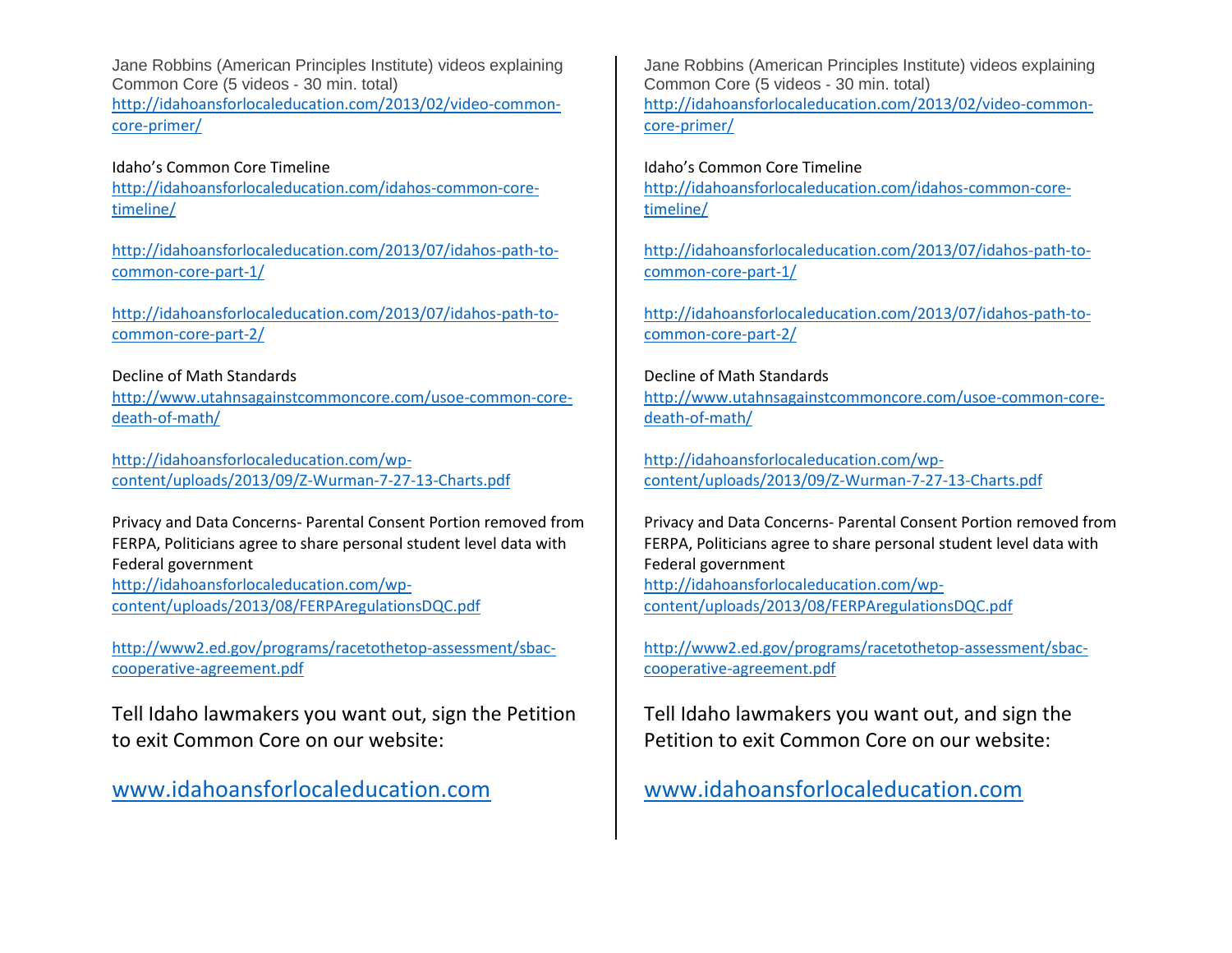Jane Robbins (American Principles Institute) videos explaining Common Core (5 videos - 30 min. total)
http://idahoansforlocaleducation.com/2013/02/video-common-core-primer/

Idaho's Common Core Timeline
http://idahoansforlocaleducation.com/idahos-common-core-timeline/

http://idahoansforlocaleducation.com/2013/07/idahos-path-to-common-core-part-1/

http://idahoansforlocaleducation.com/2013/07/idahos-path-to-common-core-part-2/

Decline of Math Standards
http://www.utahnsagainstcommoncore.com/usoe-common-core-death-of-math/

http://idahoansforlocaleducation.com/wp-content/uploads/2013/09/Z-Wurman-7-27-13-Charts.pdf

Privacy and Data Concerns- Parental Consent Portion removed from FERPA, Politicians agree to share personal student level data with Federal government
http://idahoansforlocaleducation.com/wp-content/uploads/2013/08/FERPAregulationsDQC.pdf

http://www2.ed.gov/programs/racetothetop-assessment/sbac-cooperative-agreement.pdf

Tell Idaho lawmakers you want out, sign the Petition to exit Common Core on our website:

www.idahoansforlocaleducation.com

Jane Robbins (American Principles Institute) videos explaining Common Core (5 videos - 30 min. total)
http://idahoansforlocaleducation.com/2013/02/video-common-core-primer/

Idaho's Common Core Timeline
http://idahoansforlocaleducation.com/idahos-common-core-timeline/

http://idahoansforlocaleducation.com/2013/07/idahos-path-to-common-core-part-1/

http://idahoansforlocaleducation.com/2013/07/idahos-path-to-common-core-part-2/

Decline of Math Standards
http://www.utahnsagainstcommoncore.com/usoe-common-core-death-of-math/

http://idahoansforlocaleducation.com/wp-content/uploads/2013/09/Z-Wurman-7-27-13-Charts.pdf

Privacy and Data Concerns- Parental Consent Portion removed from FERPA, Politicians agree to share personal student level data with Federal government
http://idahoansforlocaleducation.com/wp-content/uploads/2013/08/FERPAregulationsDQC.pdf

http://www2.ed.gov/programs/racetothetop-assessment/sbac-cooperative-agreement.pdf

Tell Idaho lawmakers you want out, and sign the Petition to exit Common Core on our website:

www.idahoansforlocaleducation.com